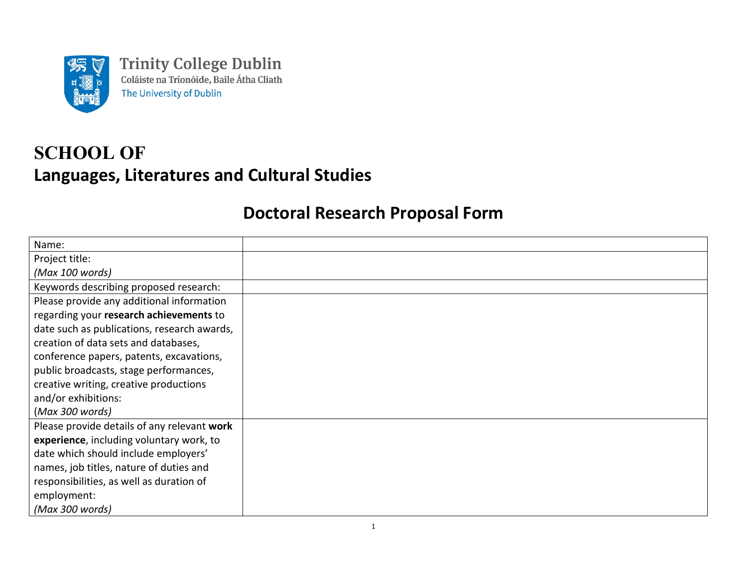Trinity College Dublin
Coláiste na Tríonóide, Baile Átha Cliath
The University of Dublin

# SCHOOL OF
## Languages, Literatures and Cultural Studies

## Doctoral Research Proposal Form

| Name: | |
|---|---|
| Project title:<br>*(Max 100 words)* | |
| Keywords describing proposed research: | |
| Please provide any additional information regarding your **research achievements** to date such as publications, research awards, creation of data sets and databases, conference papers, patents, excavations, public broadcasts, stage performances, creative writing, creative productions and/or exhibitions:<br>(*Max 300 words)* | |
| Please provide details of any relevant **work experience**, including voluntary work, to date which should include employers' names, job titles, nature of duties and responsibilities, as well as duration of employment:<br>*(Max 300 words)* | |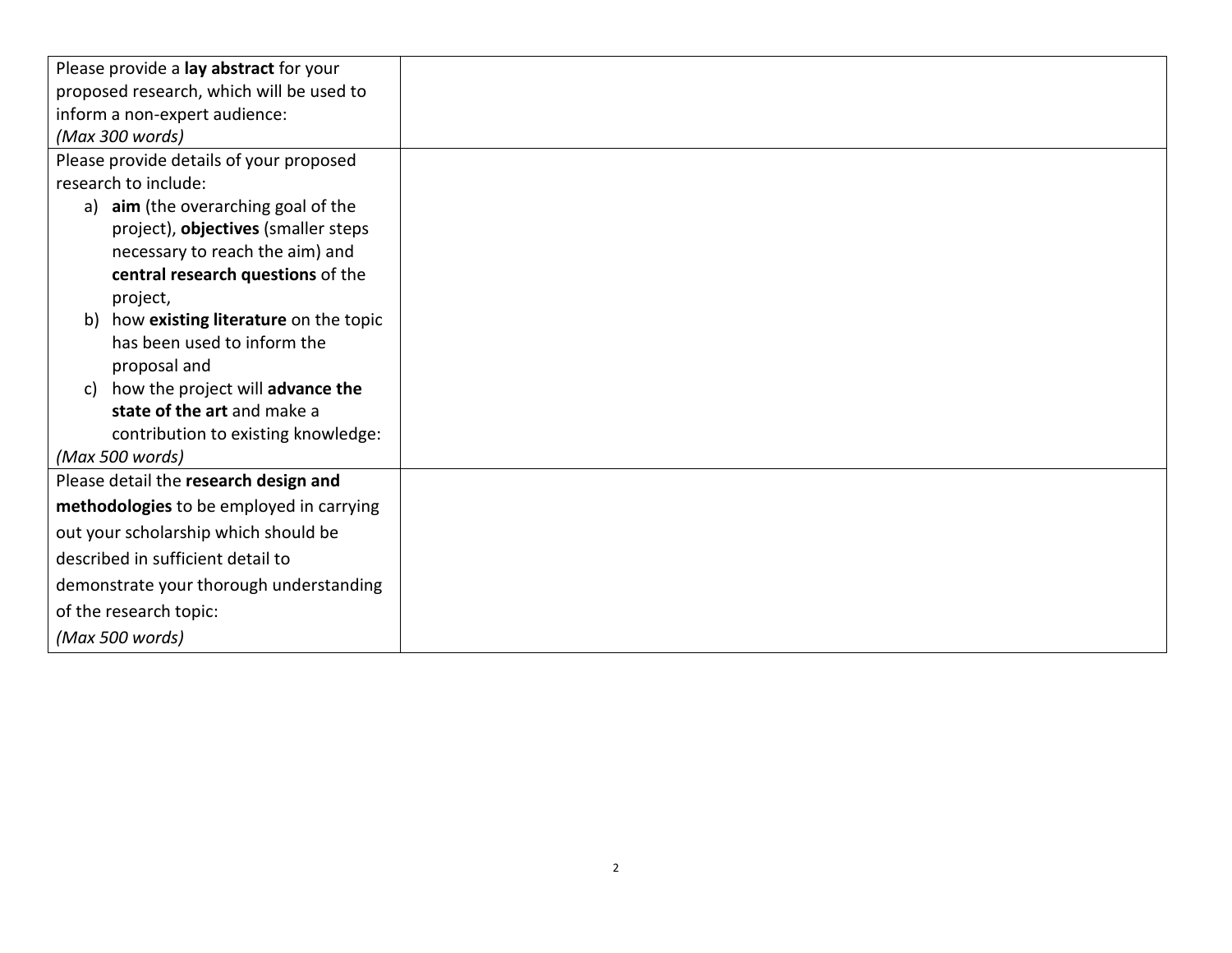| | |
|---|---|
| Please provide a **lay abstract** for your proposed research, which will be used to inform a non-expert audience:<br>*(Max 300 words)* | |
| Please provide details of your proposed research to include:<br>a) **aim** (the overarching goal of the project), **objectives** (smaller steps necessary to reach the aim) and **central research questions** of the project,<br>b) how **existing literature** on the topic has been used to inform the proposal and<br>c) how the project will **advance the state of the art** and make a contribution to existing knowledge:<br>*(Max 500 words)* | |
| Please detail the **research design and methodologies** to be employed in carrying out your scholarship which should be described in sufficient detail to demonstrate your thorough understanding of the research topic:<br>*(Max 500 words)* | |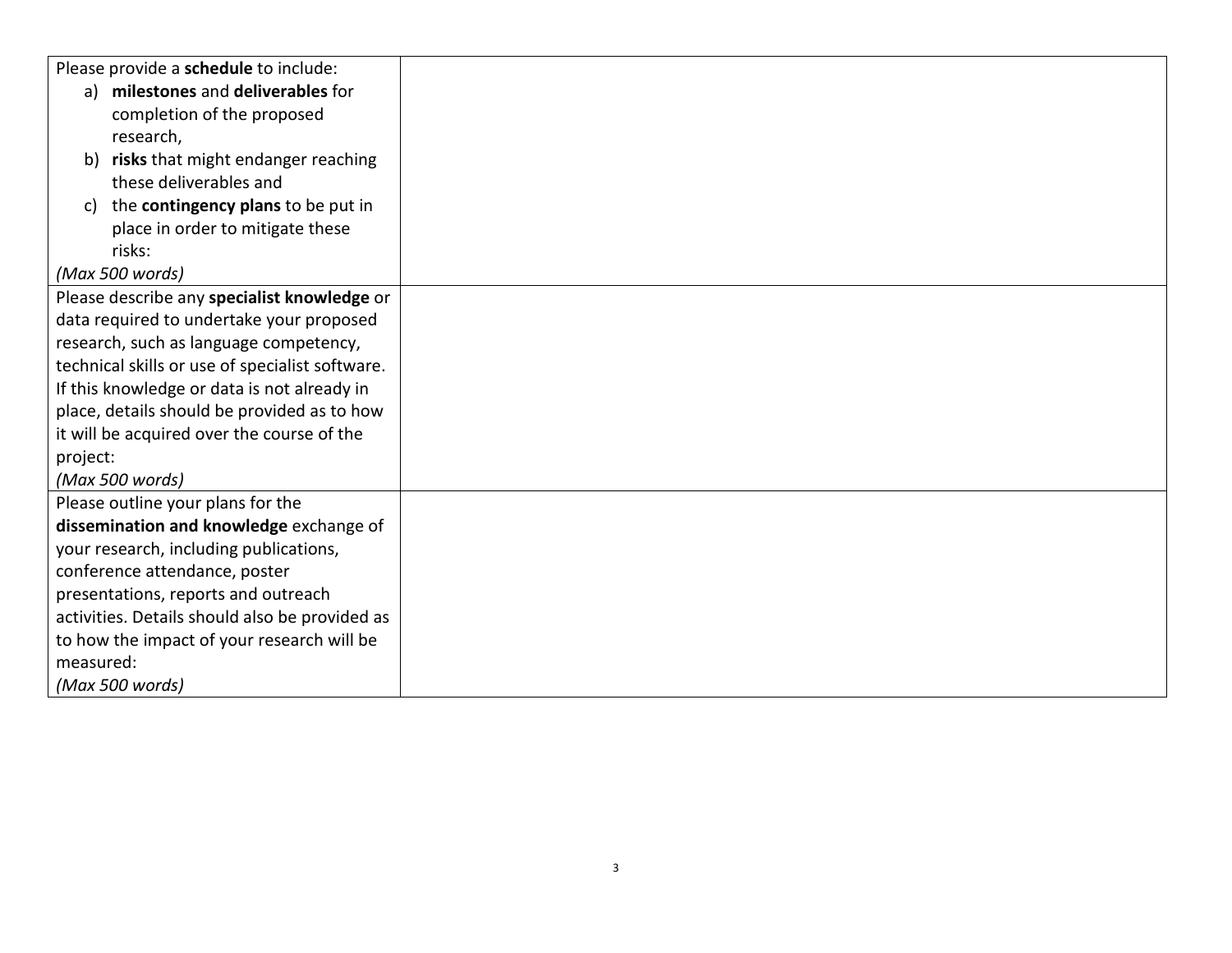| | |
|---|---|
| Please provide a **schedule** to include:<br>a) **milestones** and **deliverables** for completion of the proposed research,<br>b) **risks** that might endanger reaching these deliverables and<br>c) the **contingency plans** to be put in place in order to mitigate these risks:<br>*(Max 500 words)* | |
| Please describe any **specialist knowledge** or data required to undertake your proposed research, such as language competency, technical skills or use of specialist software. If this knowledge or data is not already in place, details should be provided as to how it will be acquired over the course of the project:<br>*(Max 500 words)* | |
| Please outline your plans for the **dissemination and knowledge** exchange of your research, including publications, conference attendance, poster presentations, reports and outreach activities. Details should also be provided as to how the impact of your research will be measured:<br>*(Max 500 words)* | |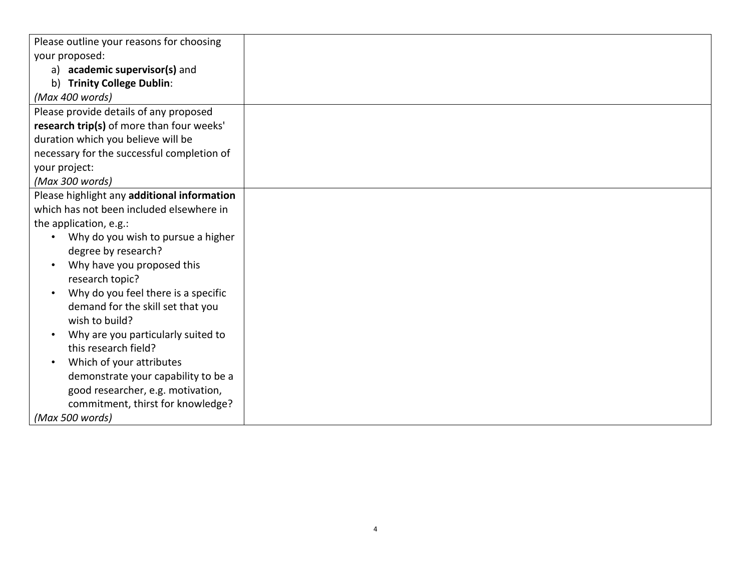| | |
|---|---|
| Please outline your reasons for choosing your proposed:<br>a) **academic supervisor(s)** and<br>b) **Trinity College Dublin**:<br>*(Max 400 words)* | |
| Please provide details of any proposed **research trip(s)** of more than four weeks' duration which you believe will be necessary for the successful completion of your project:<br>*(Max 300 words)* | |
| Please highlight any **additional information** which has not been included elsewhere in the application, e.g.:<br>• Why do you wish to pursue a higher degree by research?<br>• Why have you proposed this research topic?<br>• Why do you feel there is a specific demand for the skill set that you wish to build?<br>• Why are you particularly suited to this research field?<br>• Which of your attributes demonstrate your capability to be a good researcher, e.g. motivation, commitment, thirst for knowledge?<br>*(Max 500 words)* | |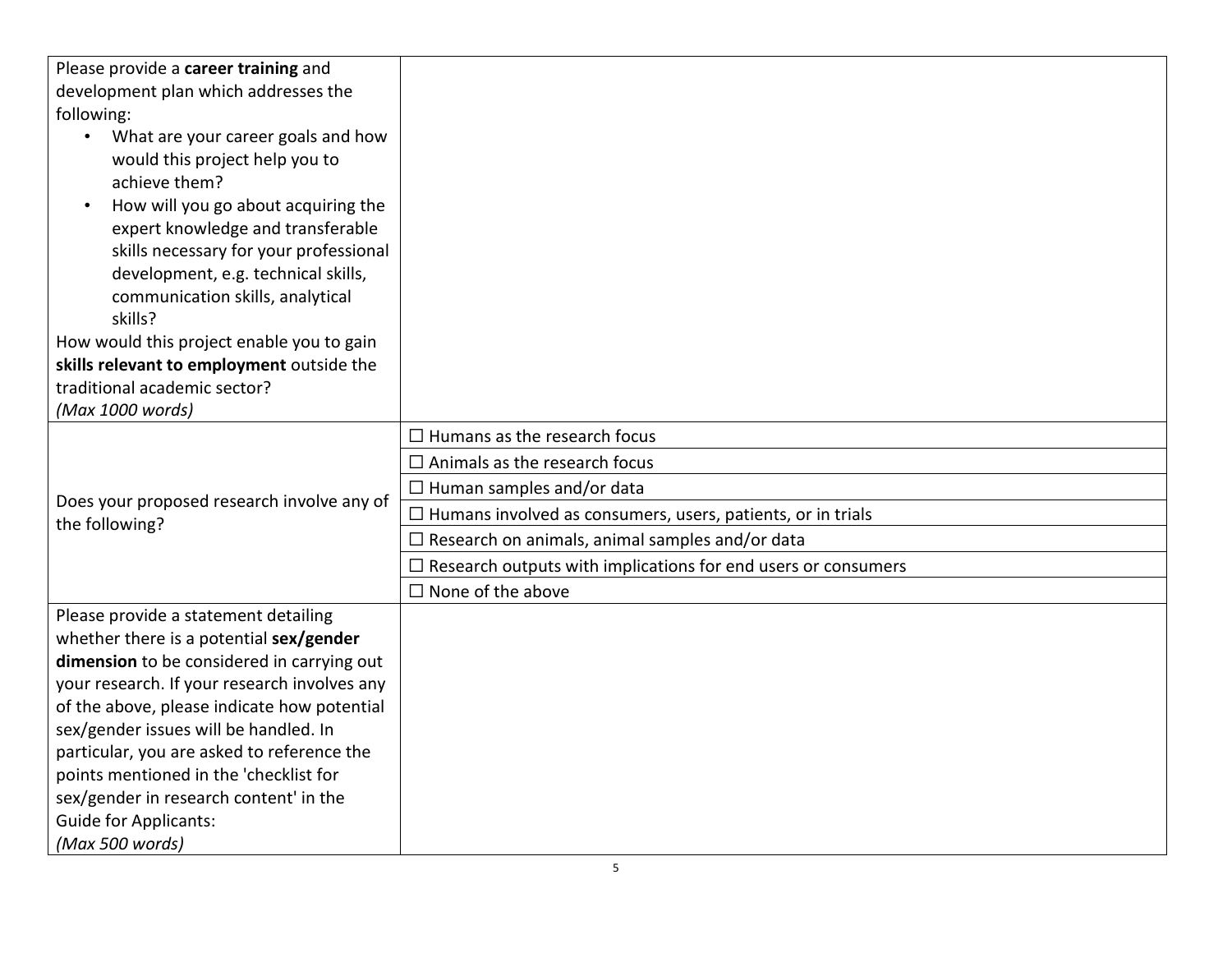| | |
|---|---|
| Please provide a **career training** and development plan which addresses the following:<br>• What are your career goals and how would this project help you to achieve them?<br>• How will you go about acquiring the expert knowledge and transferable skills necessary for your professional development, e.g. technical skills, communication skills, analytical skills?<br>How would this project enable you to gain **skills relevant to employment** outside the traditional academic sector?<br>*(Max 1000 words)* | |
| Does your proposed research involve any of the following? | ☐ Humans as the research focus |
| | ☐ Animals as the research focus |
| | ☐ Human samples and/or data |
| | ☐ Humans involved as consumers, users, patients, or in trials |
| | ☐ Research on animals, animal samples and/or data |
| | ☐ Research outputs with implications for end users or consumers |
| | ☐ None of the above |
| Please provide a statement detailing whether there is a potential **sex/gender dimension** to be considered in carrying out your research. If your research involves any of the above, please indicate how potential sex/gender issues will be handled. In particular, you are asked to reference the points mentioned in the 'checklist for sex/gender in research content' in the Guide for Applicants:<br>*(Max 500 words)* | |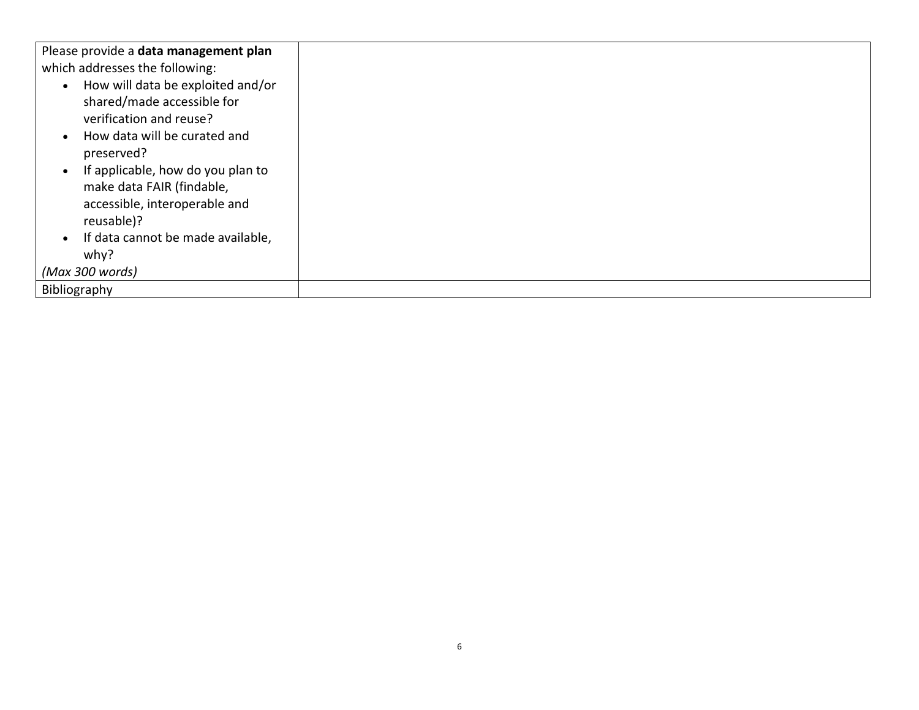| | |
|---|---|
| Please provide a **data management plan** which addresses the following:<br>• How will data be exploited and/or shared/made accessible for verification and reuse?<br>• How data will be curated and preserved?<br>• If applicable, how do you plan to make data FAIR (findable, accessible, interoperable and reusable)?<br>• If data cannot be made available, why?<br>*(Max 300 words)* | |
| Bibliography | |